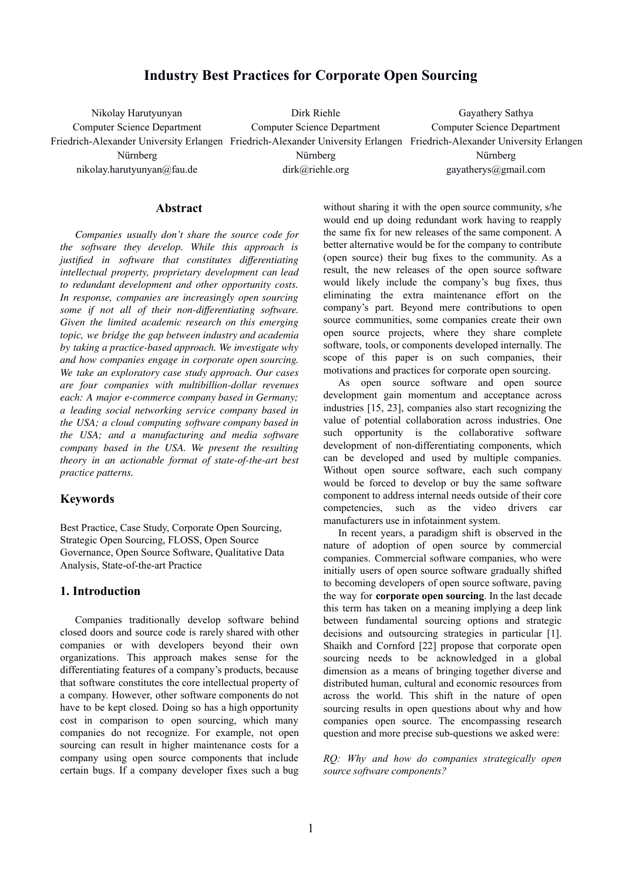# Industry Best Practices for Corporate Open Sourcing

Nikolay Harutyunyan
Computer Science Department
Friedrich-Alexander University Erlangen Nürnberg
nikolay.harutyunyan@fau.de

Dirk Riehle
Computer Science Department
Friedrich-Alexander University Erlangen Nürnberg
dirk@riehle.org

Gayathery Sathya
Computer Science Department
Friedrich-Alexander University Erlangen Nürnberg
gayatherys@gmail.com

## Abstract

*Companies usually don't share the source code for the software they develop. While this approach is justified in software that constitutes differentiating intellectual property, proprietary development can lead to redundant development and other opportunity costs. In response, companies are increasingly open sourcing some if not all of their non-differentiating software. Given the limited academic research on this emerging topic, we bridge the gap between industry and academia by taking a practice-based approach. We investigate why and how companies engage in corporate open sourcing. We take an exploratory case study approach. Our cases are four companies with multibillion-dollar revenues each: A major e-commerce company based in Germany; a leading social networking service company based in the USA; a cloud computing software company based in the USA; and a manufacturing and media software company based in the USA. We present the resulting theory in an actionable format of state-of-the-art best practice patterns.*

## Keywords

Best Practice, Case Study, Corporate Open Sourcing, Strategic Open Sourcing, FLOSS, Open Source Governance, Open Source Software, Qualitative Data Analysis, State-of-the-art Practice

## 1. Introduction

Companies traditionally develop software behind closed doors and source code is rarely shared with other companies or with developers beyond their own organizations. This approach makes sense for the differentiating features of a company's products, because that software constitutes the core intellectual property of a company. However, other software components do not have to be kept closed. Doing so has a high opportunity cost in comparison to open sourcing, which many companies do not recognize. For example, not open sourcing can result in higher maintenance costs for a company using open source components that include certain bugs. If a company developer fixes such a bug without sharing it with the open source community, s/he would end up doing redundant work having to reapply the same fix for new releases of the same component. A better alternative would be for the company to contribute (open source) their bug fixes to the community. As a result, the new releases of the open source software would likely include the company's bug fixes, thus eliminating the extra maintenance effort on the company's part. Beyond mere contributions to open source communities, some companies create their own open source projects, where they share complete software, tools, or components developed internally. The scope of this paper is on such companies, their motivations and practices for corporate open sourcing.

As open source software and open source development gain momentum and acceptance across industries [15, 23], companies also start recognizing the value of potential collaboration across industries. One such opportunity is the collaborative software development of non-differentiating components, which can be developed and used by multiple companies. Without open source software, each such company would be forced to develop or buy the same software component to address internal needs outside of their core competencies, such as the video drivers car manufacturers use in infotainment system.

In recent years, a paradigm shift is observed in the nature of adoption of open source by commercial companies. Commercial software companies, who were initially users of open source software gradually shifted to becoming developers of open source software, paving the way for **corporate open sourcing**. In the last decade this term has taken on a meaning implying a deep link between fundamental sourcing options and strategic decisions and outsourcing strategies in particular [1]. Shaikh and Cornford [22] propose that corporate open sourcing needs to be acknowledged in a global dimension as a means of bringing together diverse and distributed human, cultural and economic resources from across the world. This shift in the nature of open sourcing results in open questions about why and how companies open source. The encompassing research question and more precise sub-questions we asked were:

*RQ: Why and how do companies strategically open source software components?*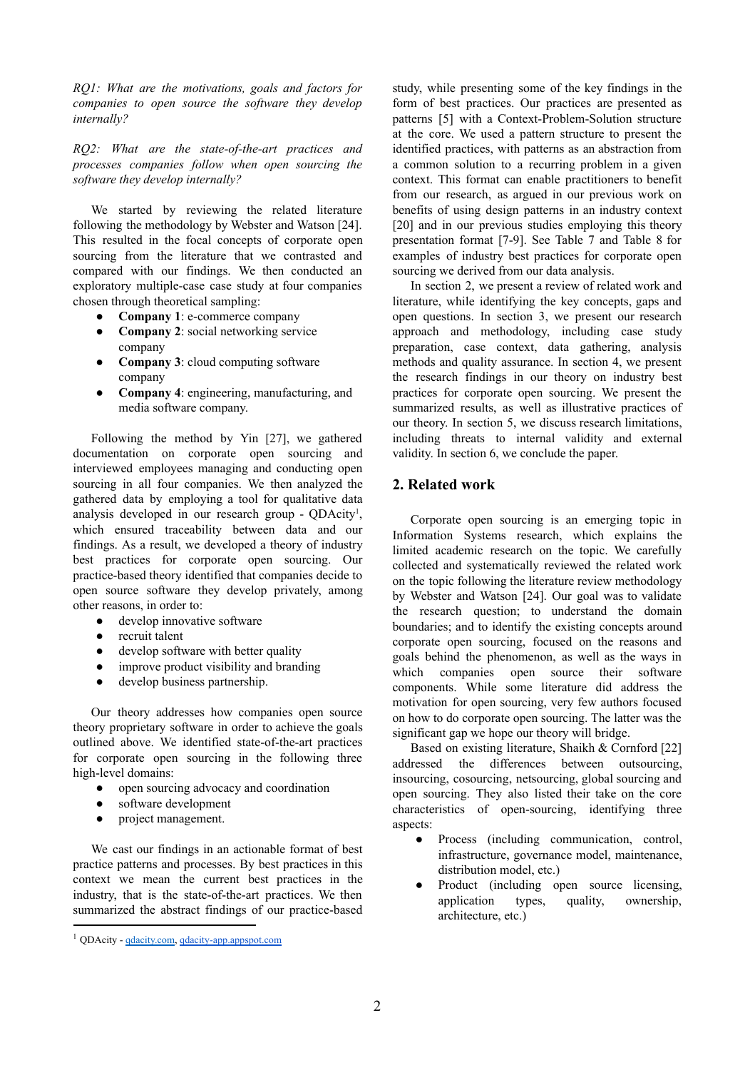*RQ1: What are the motivations, goals and factors for companies to open source the software they develop internally?*

*RQ2: What are the state-of-the-art practices and processes companies follow when open sourcing the software they develop internally?*

We started by reviewing the related literature following the methodology by Webster and Watson [24]. This resulted in the focal concepts of corporate open sourcing from the literature that we contrasted and compared with our findings. We then conducted an exploratory multiple-case case study at four companies chosen through theoretical sampling:

- **Company 1**: e-commerce company
- **Company 2**: social networking service company
- **Company 3**: cloud computing software company
- **Company 4**: engineering, manufacturing, and media software company.

Following the method by Yin [27], we gathered documentation on corporate open sourcing and interviewed employees managing and conducting open sourcing in all four companies. We then analyzed the gathered data by employing a tool for qualitative data analysis developed in our research group - QDAcity[1], which ensured traceability between data and our findings. As a result, we developed a theory of industry best practices for corporate open sourcing. Our practice-based theory identified that companies decide to open source software they develop privately, among other reasons, in order to:

- develop innovative software
- recruit talent
- develop software with better quality
- improve product visibility and branding
- develop business partnership.

Our theory addresses how companies open source theory proprietary software in order to achieve the goals outlined above. We identified state-of-the-art practices for corporate open sourcing in the following three high-level domains:

- open sourcing advocacy and coordination
- software development
- project management.

We cast our findings in an actionable format of best practice patterns and processes. By best practices in this context we mean the current best practices in the industry, that is the state-of-the-art practices. We then summarized the abstract findings of our practice-based study, while presenting some of the key findings in the form of best practices. Our practices are presented as patterns [5] with a Context-Problem-Solution structure at the core. We used a pattern structure to present the identified practices, with patterns as an abstraction from a common solution to a recurring problem in a given context. This format can enable practitioners to benefit from our research, as argued in our previous work on benefits of using design patterns in an industry context [20] and in our previous studies employing this theory presentation format [7-9]. See Table 7 and Table 8 for examples of industry best practices for corporate open sourcing we derived from our data analysis.

In section 2, we present a review of related work and literature, while identifying the key concepts, gaps and open questions. In section 3, we present our research approach and methodology, including case study preparation, case context, data gathering, analysis methods and quality assurance. In section 4, we present the research findings in our theory on industry best practices for corporate open sourcing. We present the summarized results, as well as illustrative practices of our theory. In section 5, we discuss research limitations, including threats to internal validity and external validity. In section 6, we conclude the paper.

## 2. Related work

Corporate open sourcing is an emerging topic in Information Systems research, which explains the limited academic research on the topic. We carefully collected and systematically reviewed the related work on the topic following the literature review methodology by Webster and Watson [24]. Our goal was to validate the research question; to understand the domain boundaries; and to identify the existing concepts around corporate open sourcing, focused on the reasons and goals behind the phenomenon, as well as the ways in which companies open source their software components. While some literature did address the motivation for open sourcing, very few authors focused on how to do corporate open sourcing. The latter was the significant gap we hope our theory will bridge.

Based on existing literature, Shaikh & Cornford [22] addressed the differences between outsourcing, insourcing, cosourcing, netsourcing, global sourcing and open sourcing. They also listed their take on the core characteristics of open-sourcing, identifying three aspects:

- Process (including communication, control, infrastructure, governance model, maintenance, distribution model, etc.)
- Product (including open source licensing, application types, quality, ownership, architecture, etc.)

[1] QDAcity - qdacity.com, qdacity-app.appspot.com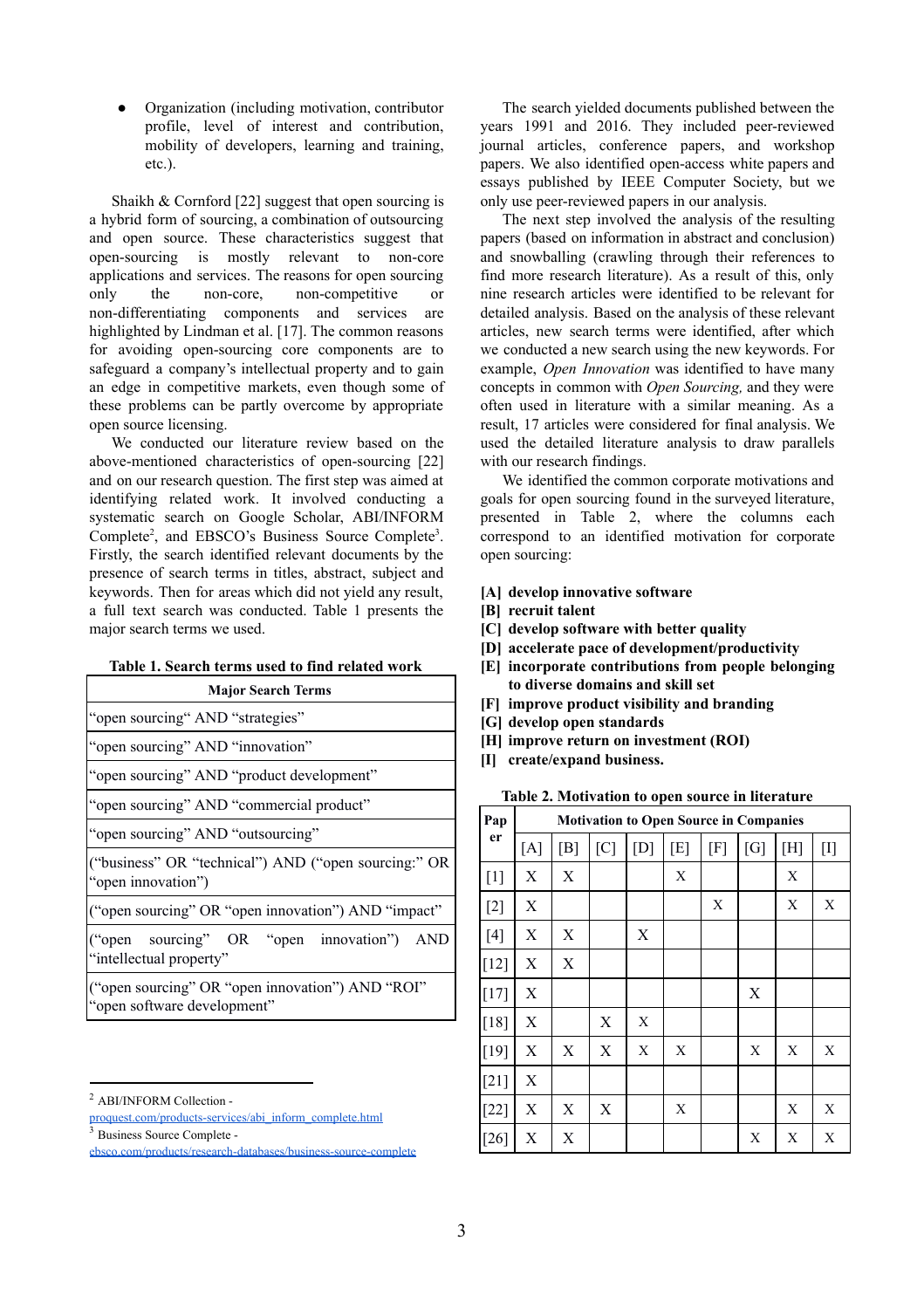- Organization (including motivation, contributor profile, level of interest and contribution, mobility of developers, learning and training, etc.).

Shaikh & Cornford [22] suggest that open sourcing is a hybrid form of sourcing, a combination of outsourcing and open source. These characteristics suggest that open-sourcing is mostly relevant to non-core applications and services. The reasons for open sourcing only the non-core, non-competitive or non-differentiating components and services are highlighted by Lindman et al. [17]. The common reasons for avoiding open-sourcing core components are to safeguard a company's intellectual property and to gain an edge in competitive markets, even though some of these problems can be partly overcome by appropriate open source licensing.

We conducted our literature review based on the above-mentioned characteristics of open-sourcing [22] and on our research question. The first step was aimed at identifying related work. It involved conducting a systematic search on Google Scholar, ABI/INFORM Complete[2], and EBSCO's Business Source Complete[3]. Firstly, the search identified relevant documents by the presence of search terms in titles, abstract, subject and keywords. Then for areas which did not yield any result, a full text search was conducted. Table 1 presents the major search terms we used.

**Table 1. Search terms used to find related work**

| Major Search Terms |
|---|
| "open sourcing" AND "strategies" |
| "open sourcing" AND "innovation" |
| "open sourcing" AND "product development" |
| "open sourcing" AND "commercial product" |
| "open sourcing" AND "outsourcing" |
| ("business" OR "technical") AND ("open sourcing:" OR "open innovation") |
| ("open sourcing" OR "open innovation") AND "impact" |
| ("open sourcing" OR "open innovation") AND "intellectual property" |
| ("open sourcing" OR "open innovation") AND "ROI" "open software development" |

The search yielded documents published between the years 1991 and 2016. They included peer-reviewed journal articles, conference papers, and workshop papers. We also identified open-access white papers and essays published by IEEE Computer Society, but we only use peer-reviewed papers in our analysis.

The next step involved the analysis of the resulting papers (based on information in abstract and conclusion) and snowballing (crawling through their references to find more research literature). As a result of this, only nine research articles were identified to be relevant for detailed analysis. Based on the analysis of these relevant articles, new search terms were identified, after which we conducted a new search using the new keywords. For example, *Open Innovation* was identified to have many concepts in common with *Open Sourcing,* and they were often used in literature with a similar meaning. As a result, 17 articles were considered for final analysis. We used the detailed literature analysis to draw parallels with our research findings.

We identified the common corporate motivations and goals for open sourcing found in the surveyed literature, presented in Table 2, where the columns each correspond to an identified motivation for corporate open sourcing:

**[A] develop innovative software**
**[B] recruit talent**
**[C] develop software with better quality**
**[D] accelerate pace of development/productivity**
**[E] incorporate contributions from people belonging to diverse domains and skill set**
**[F] improve product visibility and branding**
**[G] develop open standards**
**[H] improve return on investment (ROI)**
**[I] create/expand business.**

**Table 2. Motivation to open source in literature**

| Paper | Motivation to Open Source in Companies | | | | | | | | |
|---|---|---|---|---|---|---|---|---|---|
| | [A] | [B] | [C] | [D] | [E] | [F] | [G] | [H] | [I] |
| [1] | X | X | | | X | | | X | |
| [2] | X | | | | | X | | X | X |
| [4] | X | X | | X | | | | | |
| [12] | X | X | | | | | | | |
| [17] | X | | | | | | X | | |
| [18] | X | | X | X | | | | | |
| [19] | X | X | X | X | X | | X | X | X |
| [21] | X | | | | | | | | |
| [22] | X | X | X | | X | | | X | X |
| [26] | X | X | | | | | X | X | X |

[2] ABI/INFORM Collection - proquest.com/products-services/abi_inform_complete.html

[3] Business Source Complete - ebsco.com/products/research-databases/business-source-complete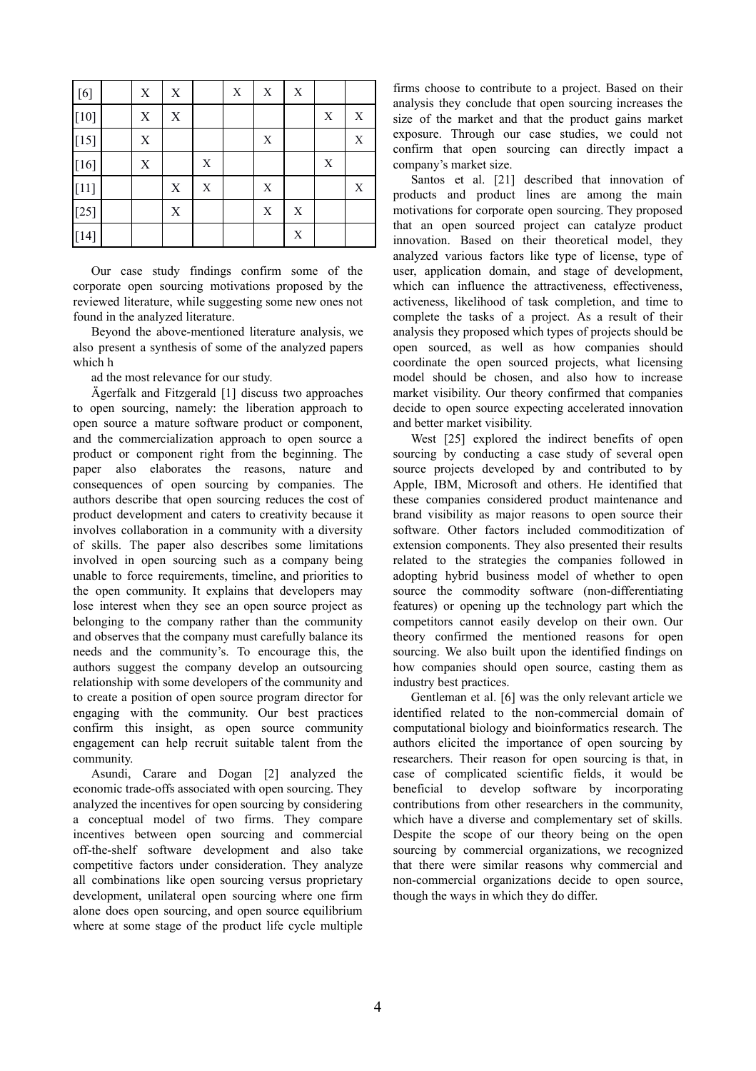| | | | | | | | | | |
|---|---|---|---|---|---|---|---|---|---|
| [6] | | X | X | | X | X | X | | |
| [10] | | X | X | | | | | X | X |
| [15] | | X | | | | X | | | X |
| [16] | | X | | X | | | | X | |
| [11] | | | X | X | | X | | | X |
| [25] | | | X | | | X | X | | |
| [14] | | | | | | | X | | |

Our case study findings confirm some of the corporate open sourcing motivations proposed by the reviewed literature, while suggesting some new ones not found in the analyzed literature.

Beyond the above-mentioned literature analysis, we also present a synthesis of some of the analyzed papers which had the most relevance for our study.

Ägerfalk and Fitzgerald [1] discuss two approaches to open sourcing, namely: the liberation approach to open source a mature software product or component, and the commercialization approach to open source a product or component right from the beginning. The paper also elaborates the reasons, nature and consequences of open sourcing by companies. The authors describe that open sourcing reduces the cost of product development and caters to creativity because it involves collaboration in a community with a diversity of skills. The paper also describes some limitations involved in open sourcing such as a company being unable to force requirements, timeline, and priorities to the open community. It explains that developers may lose interest when they see an open source project as belonging to the company rather than the community and observes that the company must carefully balance its needs and the community's. To encourage this, the authors suggest the company develop an outsourcing relationship with some developers of the community and to create a position of open source program director for engaging with the community. Our best practices confirm this insight, as open source community engagement can help recruit suitable talent from the community.

Asundi, Carare and Dogan [2] analyzed the economic trade-offs associated with open sourcing. They analyzed the incentives for open sourcing by considering a conceptual model of two firms. They compare incentives between open sourcing and commercial off-the-shelf software development and also take competitive factors under consideration. They analyze all combinations like open sourcing versus proprietary development, unilateral open sourcing where one firm alone does open sourcing, and open source equilibrium where at some stage of the product life cycle multiple firms choose to contribute to a project. Based on their analysis they conclude that open sourcing increases the size of the market and that the product gains market exposure. Through our case studies, we could not confirm that open sourcing can directly impact a company's market size.

Santos et al. [21] described that innovation of products and product lines are among the main motivations for corporate open sourcing. They proposed that an open sourced project can catalyze product innovation. Based on their theoretical model, they analyzed various factors like type of license, type of user, application domain, and stage of development, which can influence the attractiveness, effectiveness, activeness, likelihood of task completion, and time to complete the tasks of a project. As a result of their analysis they proposed which types of projects should be open sourced, as well as how companies should coordinate the open sourced projects, what licensing model should be chosen, and also how to increase market visibility. Our theory confirmed that companies decide to open source expecting accelerated innovation and better market visibility.

West [25] explored the indirect benefits of open sourcing by conducting a case study of several open source projects developed by and contributed to by Apple, IBM, Microsoft and others. He identified that these companies considered product maintenance and brand visibility as major reasons to open source their software. Other factors included commoditization of extension components. They also presented their results related to the strategies the companies followed in adopting hybrid business model of whether to open source the commodity software (non-differentiating features) or opening up the technology part which the competitors cannot easily develop on their own. Our theory confirmed the mentioned reasons for open sourcing. We also built upon the identified findings on how companies should open source, casting them as industry best practices.

Gentleman et al. [6] was the only relevant article we identified related to the non-commercial domain of computational biology and bioinformatics research. The authors elicited the importance of open sourcing by researchers. Their reason for open sourcing is that, in case of complicated scientific fields, it would be beneficial to develop software by incorporating contributions from other researchers in the community, which have a diverse and complementary set of skills. Despite the scope of our theory being on the open sourcing by commercial organizations, we recognized that there were similar reasons why commercial and non-commercial organizations decide to open source, though the ways in which they do differ.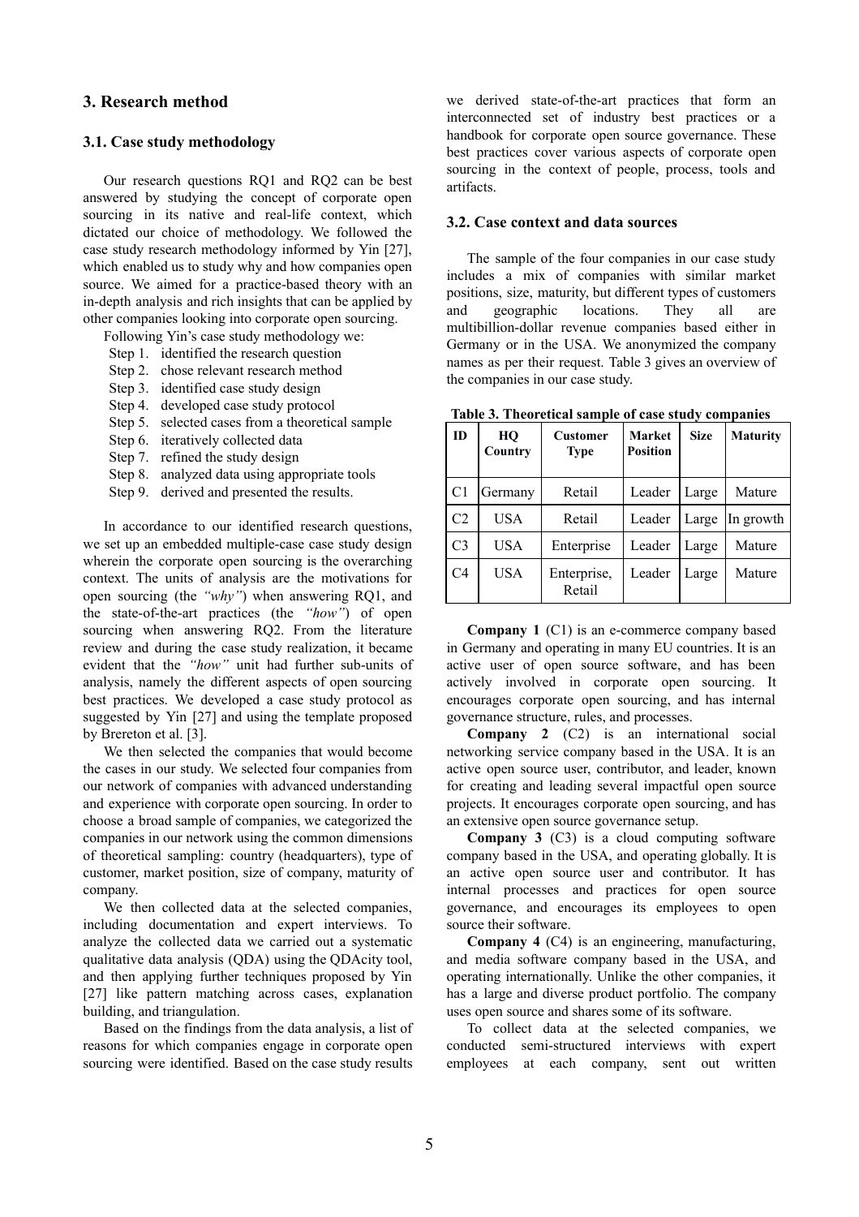## 3. Research method

### 3.1. Case study methodology

Our research questions RQ1 and RQ2 can be best answered by studying the concept of corporate open sourcing in its native and real-life context, which dictated our choice of methodology. We followed the case study research methodology informed by Yin [27], which enabled us to study why and how companies open source. We aimed for a practice-based theory with an in-depth analysis and rich insights that can be applied by other companies looking into corporate open sourcing.

Following Yin's case study methodology we:

- Step 1. identified the research question
- Step 2. chose relevant research method
- Step 3. identified case study design
- Step 4. developed case study protocol
- Step 5. selected cases from a theoretical sample
- Step 6. iteratively collected data
- Step 7. refined the study design
- Step 8. analyzed data using appropriate tools
- Step 9. derived and presented the results.

In accordance to our identified research questions, we set up an embedded multiple-case case study design wherein the corporate open sourcing is the overarching context. The units of analysis are the motivations for open sourcing (the *"why"*) when answering RQ1, and the state-of-the-art practices (the *"how"*) of open sourcing when answering RQ2. From the literature review and during the case study realization, it became evident that the *"how"* unit had further sub-units of analysis, namely the different aspects of open sourcing best practices. We developed a case study protocol as suggested by Yin [27] and using the template proposed by Brereton et al. [3].

We then selected the companies that would become the cases in our study. We selected four companies from our network of companies with advanced understanding and experience with corporate open sourcing. In order to choose a broad sample of companies, we categorized the companies in our network using the common dimensions of theoretical sampling: country (headquarters), type of customer, market position, size of company, maturity of company.

We then collected data at the selected companies, including documentation and expert interviews. To analyze the collected data we carried out a systematic qualitative data analysis (QDA) using the QDAcity tool, and then applying further techniques proposed by Yin [27] like pattern matching across cases, explanation building, and triangulation.

Based on the findings from the data analysis, a list of reasons for which companies engage in corporate open sourcing were identified. Based on the case study results we derived state-of-the-art practices that form an interconnected set of industry best practices or a handbook for corporate open source governance. These best practices cover various aspects of corporate open sourcing in the context of people, process, tools and artifacts.

### 3.2. Case context and data sources

The sample of the four companies in our case study includes a mix of companies with similar market positions, size, maturity, but different types of customers and geographic locations. They all are multibillion-dollar revenue companies based either in Germany or in the USA. We anonymized the company names as per their request. Table 3 gives an overview of the companies in our case study.

**Table 3. Theoretical sample of case study companies**

| ID | HQ Country | Customer Type | Market Position | Size | Maturity |
|---|---|---|---|---|---|
| C1 | Germany | Retail | Leader | Large | Mature |
| C2 | USA | Retail | Leader | Large | In growth |
| C3 | USA | Enterprise | Leader | Large | Mature |
| C4 | USA | Enterprise, Retail | Leader | Large | Mature |

**Company 1** (C1) is an e-commerce company based in Germany and operating in many EU countries. It is an active user of open source software, and has been actively involved in corporate open sourcing. It encourages corporate open sourcing, and has internal governance structure, rules, and processes.

**Company 2** (C2) is an international social networking service company based in the USA. It is an active open source user, contributor, and leader, known for creating and leading several impactful open source projects. It encourages corporate open sourcing, and has an extensive open source governance setup.

**Company 3** (C3) is a cloud computing software company based in the USA, and operating globally. It is an active open source user and contributor. It has internal processes and practices for open source governance, and encourages its employees to open source their software.

**Company 4** (C4) is an engineering, manufacturing, and media software company based in the USA, and operating internationally. Unlike the other companies, it has a large and diverse product portfolio. The company uses open source and shares some of its software.

To collect data at the selected companies, we conducted semi-structured interviews with expert employees at each company, sent out written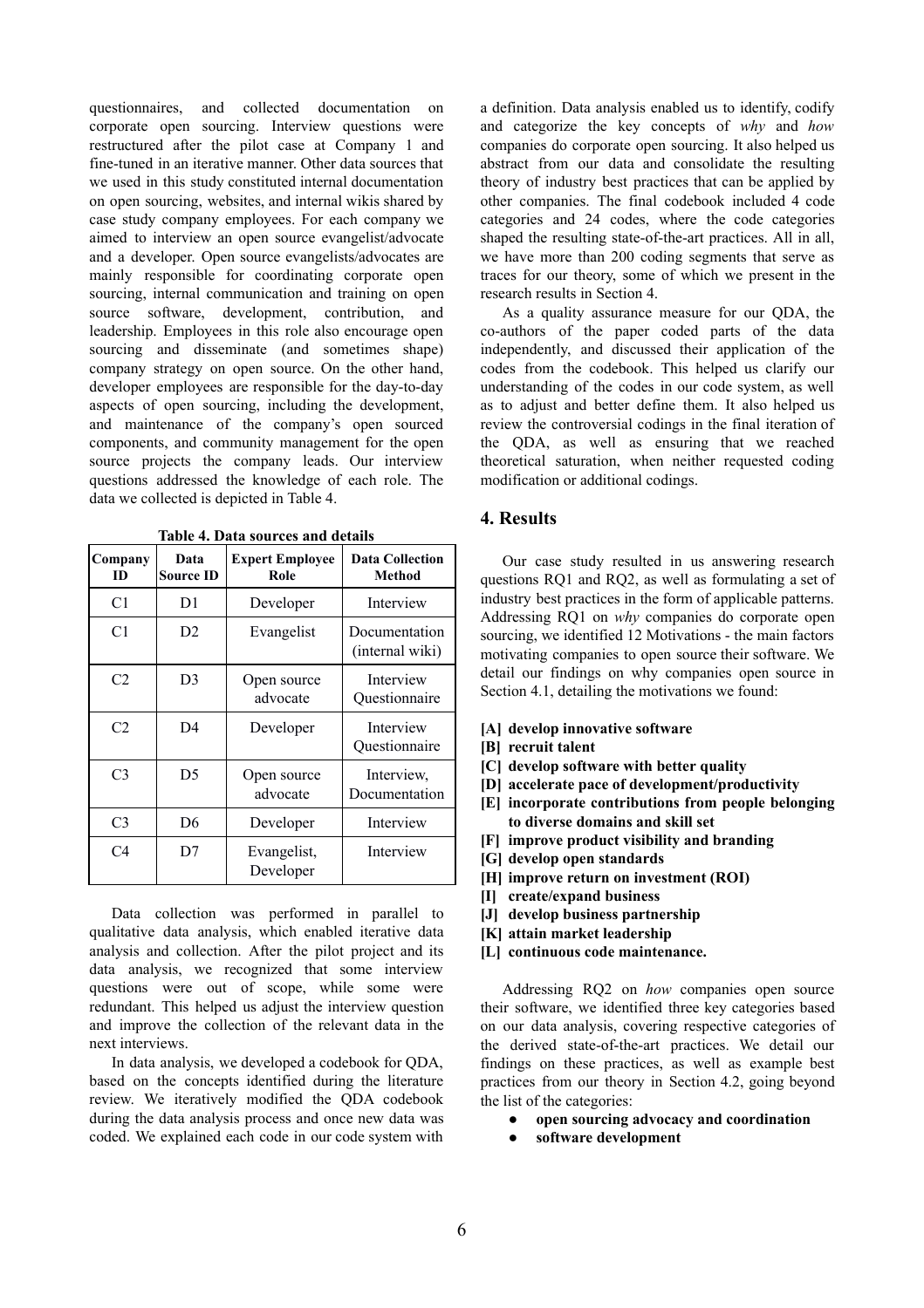questionnaires, and collected documentation on corporate open sourcing. Interview questions were restructured after the pilot case at Company 1 and fine-tuned in an iterative manner. Other data sources that we used in this study constituted internal documentation on open sourcing, websites, and internal wikis shared by case study company employees. For each company we aimed to interview an open source evangelist/advocate and a developer. Open source evangelists/advocates are mainly responsible for coordinating corporate open sourcing, internal communication and training on open source software, development, contribution, and leadership. Employees in this role also encourage open sourcing and disseminate (and sometimes shape) company strategy on open source. On the other hand, developer employees are responsible for the day-to-day aspects of open sourcing, including the development, and maintenance of the company's open sourced components, and community management for the open source projects the company leads. Our interview questions addressed the knowledge of each role. The data we collected is depicted in Table 4.

**Table 4. Data sources and details**

| Company ID | Data Source ID | Expert Employee Role | Data Collection Method |
|---|---|---|---|
| C1 | D1 | Developer | Interview |
| C1 | D2 | Evangelist | Documentation (internal wiki) |
| C2 | D3 | Open source advocate | Interview Questionnaire |
| C2 | D4 | Developer | Interview Questionnaire |
| C3 | D5 | Open source advocate | Interview, Documentation |
| C3 | D6 | Developer | Interview |
| C4 | D7 | Evangelist, Developer | Interview |

Data collection was performed in parallel to qualitative data analysis, which enabled iterative data analysis and collection. After the pilot project and its data analysis, we recognized that some interview questions were out of scope, while some were redundant. This helped us adjust the interview question and improve the collection of the relevant data in the next interviews.

In data analysis, we developed a codebook for QDA, based on the concepts identified during the literature review. We iteratively modified the QDA codebook during the data analysis process and once new data was coded. We explained each code in our code system with a definition. Data analysis enabled us to identify, codify and categorize the key concepts of *why* and *how* companies do corporate open sourcing. It also helped us abstract from our data and consolidate the resulting theory of industry best practices that can be applied by other companies. The final codebook included 4 code categories and 24 codes, where the code categories shaped the resulting state-of-the-art practices. All in all, we have more than 200 coding segments that serve as traces for our theory, some of which we present in the research results in Section 4.

As a quality assurance measure for our QDA, the co-authors of the paper coded parts of the data independently, and discussed their application of the codes from the codebook. This helped us clarify our understanding of the codes in our code system, as well as to adjust and better define them. It also helped us review the controversial codings in the final iteration of the QDA, as well as ensuring that we reached theoretical saturation, when neither requested coding modification or additional codings.

## 4. Results

Our case study resulted in us answering research questions RQ1 and RQ2, as well as formulating a set of industry best practices in the form of applicable patterns. Addressing RQ1 on *why* companies do corporate open sourcing, we identified 12 Motivations - the main factors motivating companies to open source their software. We detail our findings on why companies open source in Section 4.1, detailing the motivations we found:

**[A] develop innovative software**
**[B] recruit talent**
**[C] develop software with better quality**
**[D] accelerate pace of development/productivity**
**[E] incorporate contributions from people belonging to diverse domains and skill set**
**[F] improve product visibility and branding**
**[G] develop open standards**
**[H] improve return on investment (ROI)**
**[I] create/expand business**
**[J] develop business partnership**
**[K] attain market leadership**
**[L] continuous code maintenance.**

Addressing RQ2 on *how* companies open source their software, we identified three key categories based on our data analysis, covering respective categories of the derived state-of-the-art practices. We detail our findings on these practices, as well as example best practices from our theory in Section 4.2, going beyond the list of the categories:

- **open sourcing advocacy and coordination**
- **software development**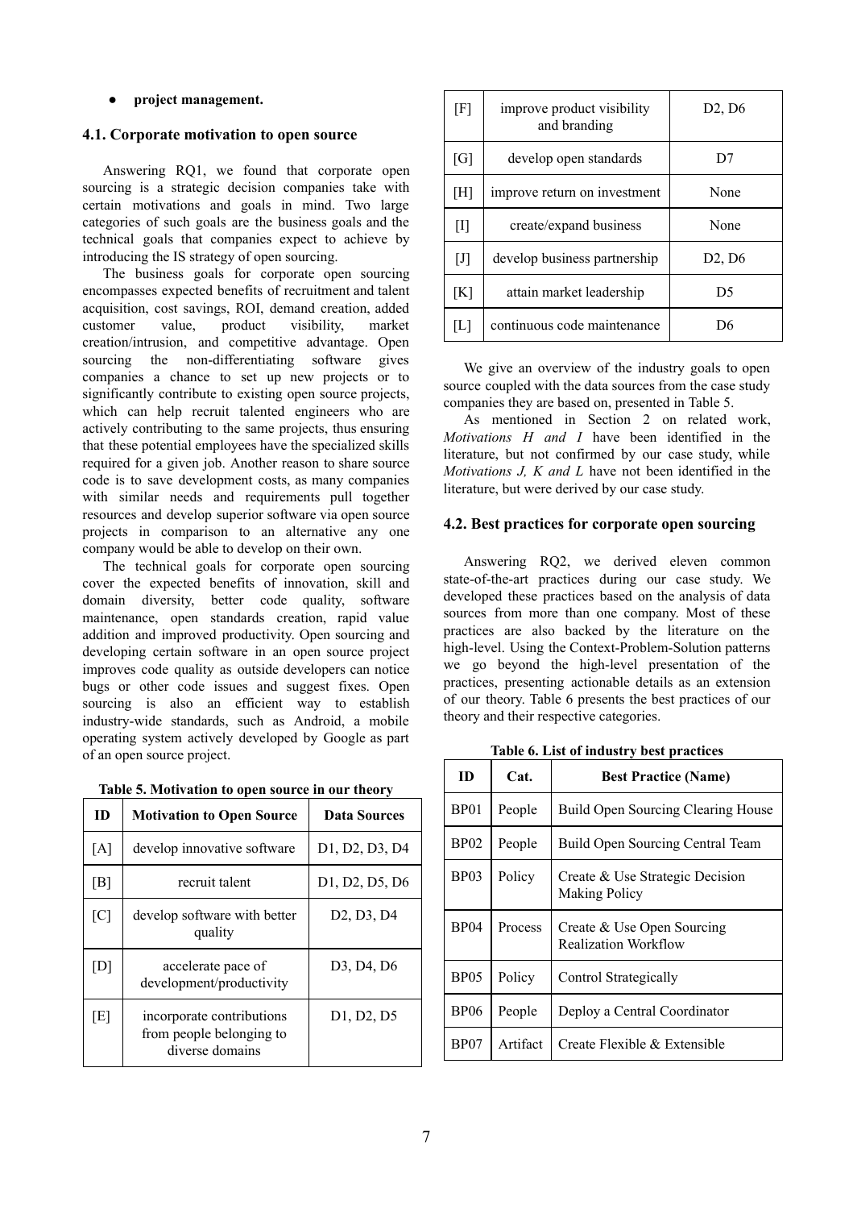- **project management.**

### 4.1. Corporate motivation to open source

Answering RQ1, we found that corporate open sourcing is a strategic decision companies take with certain motivations and goals in mind. Two large categories of such goals are the business goals and the technical goals that companies expect to achieve by introducing the IS strategy of open sourcing.

The business goals for corporate open sourcing encompasses expected benefits of recruitment and talent acquisition, cost savings, ROI, demand creation, added customer value, product visibility, market creation/intrusion, and competitive advantage. Open sourcing the non-differentiating software gives companies a chance to set up new projects or to significantly contribute to existing open source projects, which can help recruit talented engineers who are actively contributing to the same projects, thus ensuring that these potential employees have the specialized skills required for a given job. Another reason to share source code is to save development costs, as many companies with similar needs and requirements pull together resources and develop superior software via open source projects in comparison to an alternative any one company would be able to develop on their own.

The technical goals for corporate open sourcing cover the expected benefits of innovation, skill and domain diversity, better code quality, software maintenance, open standards creation, rapid value addition and improved productivity. Open sourcing and developing certain software in an open source project improves code quality as outside developers can notice bugs or other code issues and suggest fixes. Open sourcing is also an efficient way to establish industry-wide standards, such as Android, a mobile operating system actively developed by Google as part of an open source project.

**Table 5. Motivation to open source in our theory**

| ID | Motivation to Open Source | Data Sources |
|---|---|---|
| [A] | develop innovative software | D1, D2, D3, D4 |
| [B] | recruit talent | D1, D2, D5, D6 |
| [C] | develop software with better quality | D2, D3, D4 |
| [D] | accelerate pace of development/productivity | D3, D4, D6 |
| [E] | incorporate contributions from people belonging to diverse domains | D1, D2, D5 |
| [F] | improve product visibility and branding | D2, D6 |
| [G] | develop open standards | D7 |
| [H] | improve return on investment | None |
| [I] | create/expand business | None |
| [J] | develop business partnership | D2, D6 |
| [K] | attain market leadership | D5 |
| [L] | continuous code maintenance | D6 |

We give an overview of the industry goals to open source coupled with the data sources from the case study companies they are based on, presented in Table 5.

As mentioned in Section 2 on related work, *Motivations H and I* have been identified in the literature, but not confirmed by our case study, while *Motivations J, K and L* have not been identified in the literature, but were derived by our case study.

### 4.2. Best practices for corporate open sourcing

Answering RQ2, we derived eleven common state-of-the-art practices during our case study. We developed these practices based on the analysis of data sources from more than one company. Most of these practices are also backed by the literature on the high-level. Using the Context-Problem-Solution patterns we go beyond the high-level presentation of the practices, presenting actionable details as an extension of our theory. Table 6 presents the best practices of our theory and their respective categories.

**Table 6. List of industry best practices**

| ID | Cat. | Best Practice (Name) |
|---|---|---|
| BP01 | People | Build Open Sourcing Clearing House |
| BP02 | People | Build Open Sourcing Central Team |
| BP03 | Policy | Create & Use Strategic Decision Making Policy |
| BP04 | Process | Create & Use Open Sourcing Realization Workflow |
| BP05 | Policy | Control Strategically |
| BP06 | People | Deploy a Central Coordinator |
| BP07 | Artifact | Create Flexible & Extensible |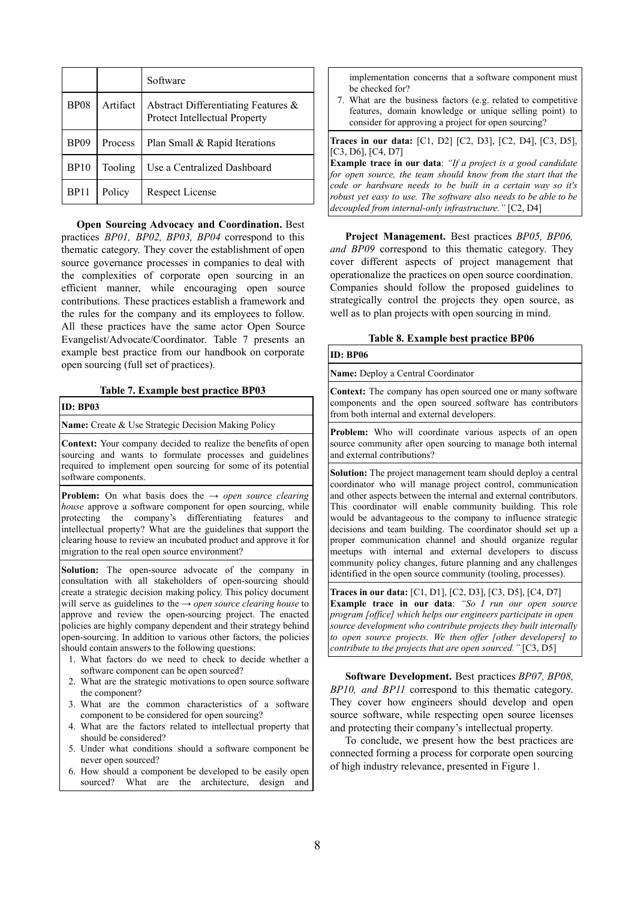| | | Software |
|---|---|---|
| BP08 | Artifact | Abstract Differentiating Features & Protect Intellectual Property |
| BP09 | Process | Plan Small & Rapid Iterations |
| BP10 | Tooling | Use a Centralized Dashboard |
| BP11 | Policy | Respect License |

**Open Sourcing Advocacy and Coordination.** Best practices *BP01, BP02, BP03, BP04* correspond to this thematic category. They cover the establishment of open source governance processes in companies to deal with the complexities of corporate open sourcing in an efficient manner, while encouraging open source contributions. These practices establish a framework and the rules for the company and its employees to follow. All these practices have the same actor Open Source Evangelist/Advocate/Coordinator. Table 7 presents an example best practice from our handbook on corporate open sourcing (full set of practices).

**Table 7. Example best practice BP03**

| **ID: BP03** |
|---|
| **Name:** Create & Use Strategic Decision Making Policy |
| **Context:** Your company decided to realize the benefits of open sourcing and wants to formulate processes and guidelines required to implement open sourcing for some of its potential software components. |
| **Problem:** On what basis does the → *open source clearing house* approve a software component for open sourcing, while protecting the company's differentiating features and intellectual property? What are the guidelines that support the clearing house to review an incubated product and approve it for migration to the real open source environment? |
| **Solution:** The open-source advocate of the company in consultation with all stakeholders of open-sourcing should create a strategic decision making policy. This policy document will serve as guidelines to the → *open source clearing house* to approve and review the open-sourcing project. The enacted policies are highly company dependent and their strategy behind open-sourcing. In addition to various other factors, the policies should contain answers to the following questions: 1. What factors do we need to check to decide whether a software component can be open sourced? 2. What are the strategic motivations to open source software the component? 3. What are the common characteristics of a software component to be considered for open sourcing? 4. What are the factors related to intellectual property that should be considered? 5. Under what conditions should a software component be never open sourced? 6. How should a component be developed to be easily open sourced? What are the architecture, design and implementation concerns that a software component must be checked for? 7. What are the business factors (e.g. related to competitive features, domain knowledge or unique selling point) to consider for approving a project for open sourcing? |
| **Traces in our data:** [C1, D2] [C2, D3], [C2, D4], [C3, D5], [C3, D6], [C4, D7] **Example trace in our data**: *"If a project is a good candidate for open source, the team should know from the start that the code or hardware needs to be built in a certain way so it's robust yet easy to use. The software also needs to be able to be decoupled from internal-only infrastructure."* [C2, D4] |

**Project Management.** Best practices *BP05, BP06, and BP09* correspond to this thematic category. They cover different aspects of project management that operationalize the practices on open source coordination. Companies should follow the proposed guidelines to strategically control the projects they open source, as well as to plan projects with open sourcing in mind.

**Table 8. Example best practice BP06**

| **ID: BP06** |
|---|
| **Name:** Deploy a Central Coordinator |
| **Context:** The company has open sourced one or many software components and the open sourced software has contributors from both internal and external developers. |
| **Problem:** Who will coordinate various aspects of an open source community after open sourcing to manage both internal and external contributions? |
| **Solution:** The project management team should deploy a central coordinator who will manage project control, communication and other aspects between the internal and external contributors. This coordinator will enable community building. This role would be advantageous to the company to influence strategic decisions and team building. The coordinator should set up a proper communication channel and should organize regular meetups with internal and external developers to discuss community policy changes, future planning and any challenges identified in the open source community (tooling, processes). |
| **Traces in our data:** [C1, D1], [C2, D3], [C3, D5], [C4, D7] **Example trace in our data**: *"So I run our open source program [office] which helps our engineers participate in open source development who contribute projects they built internally to open source projects. We then offer [other developers] to contribute to the projects that are open sourced."* [C3, D5] |

**Software Development.** Best practices *BP07, BP08, BP10, and BP11* correspond to this thematic category. They cover how engineers should develop and open source software, while respecting open source licenses and protecting their company's intellectual property.

To conclude, we present how the best practices are connected forming a process for corporate open sourcing of high industry relevance, presented in Figure 1.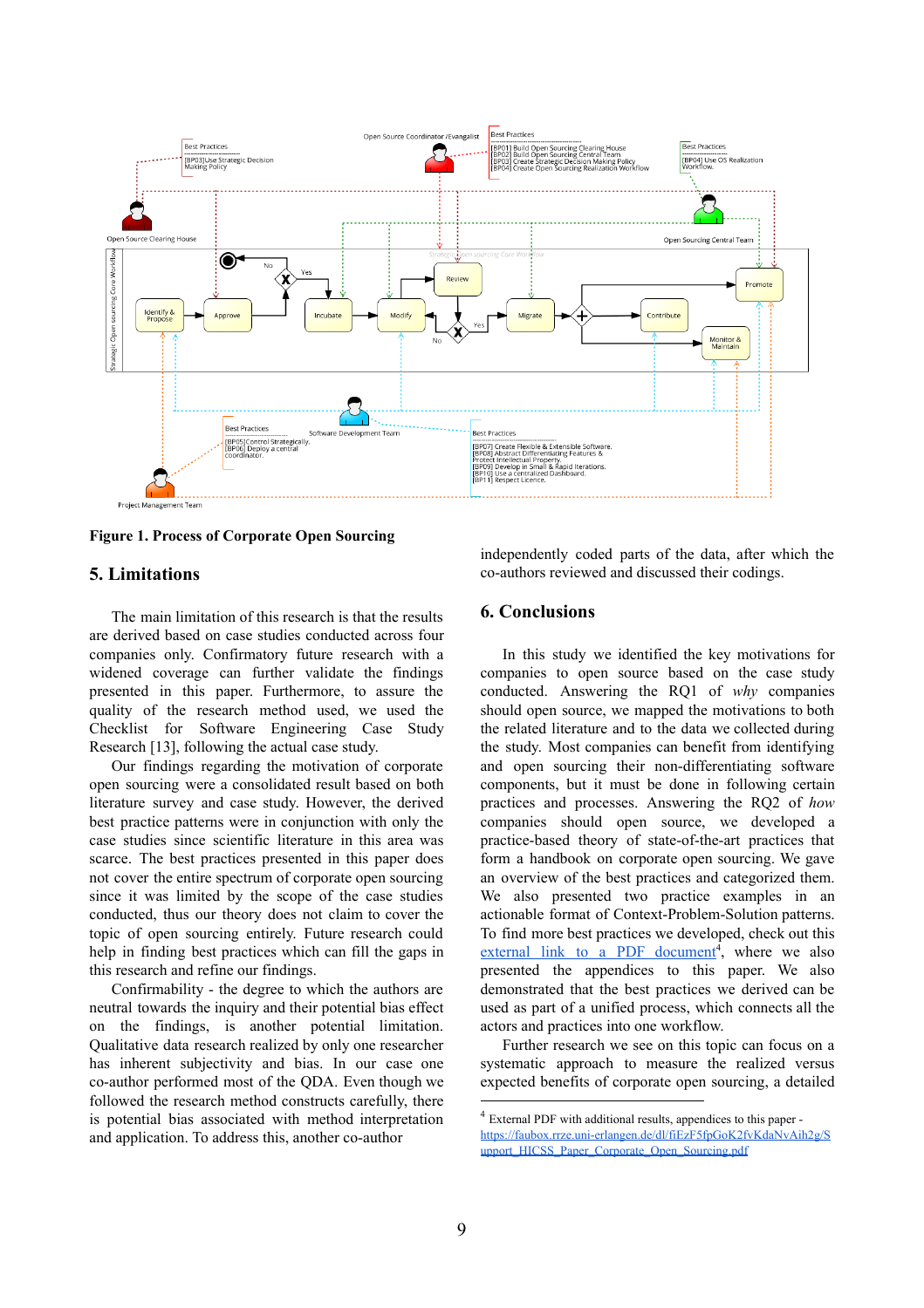**Figure 1. Process of Corporate Open Sourcing**

## 5. Limitations

The main limitation of this research is that the results are derived based on case studies conducted across four companies only. Confirmatory future research with a widened coverage can further validate the findings presented in this paper. Furthermore, to assure the quality of the research method used, we used the Checklist for Software Engineering Case Study Research [13], following the actual case study.

Our findings regarding the motivation of corporate open sourcing were a consolidated result based on both literature survey and case study. However, the derived best practice patterns were in conjunction with only the case studies since scientific literature in this area was scarce. The best practices presented in this paper does not cover the entire spectrum of corporate open sourcing since it was limited by the scope of the case studies conducted, thus our theory does not claim to cover the topic of open sourcing entirely. Future research could help in finding best practices which can fill the gaps in this research and refine our findings.

Confirmability - the degree to which the authors are neutral towards the inquiry and their potential bias effect on the findings, is another potential limitation. Qualitative data research realized by only one researcher has inherent subjectivity and bias. In our case one co-author performed most of the QDA. Even though we followed the research method constructs carefully, there is potential bias associated with method interpretation and application. To address this, another co-author independently coded parts of the data, after which the co-authors reviewed and discussed their codings.

## 6. Conclusions

In this study we identified the key motivations for companies to open source based on the case study conducted. Answering the RQ1 of *why* companies should open source, we mapped the motivations to both the related literature and to the data we collected during the study. Most companies can benefit from identifying and open sourcing their non-differentiating software components, but it must be done in following certain practices and processes. Answering the RQ2 of *how* companies should open source, we developed a practice-based theory of state-of-the-art practices that form a handbook on corporate open sourcing. We gave an overview of the best practices and categorized them. We also presented two practice examples in an actionable format of Context-Problem-Solution patterns. To find more best practices we developed, check out this external link to a PDF document[4], where we also presented the appendices to this paper. We also demonstrated that the best practices we derived can be used as part of a unified process, which connects all the actors and practices into one workflow.

Further research we see on this topic can focus on a systematic approach to measure the realized versus expected benefits of corporate open sourcing, a detailed

[4] External PDF with additional results, appendices to this paper - https://faubox.rrze.uni-erlangen.de/dl/fiEzF5fpGoK2fvKdaNvAih2g/Support_HICSS_Paper_Corporate_Open_Sourcing.pdf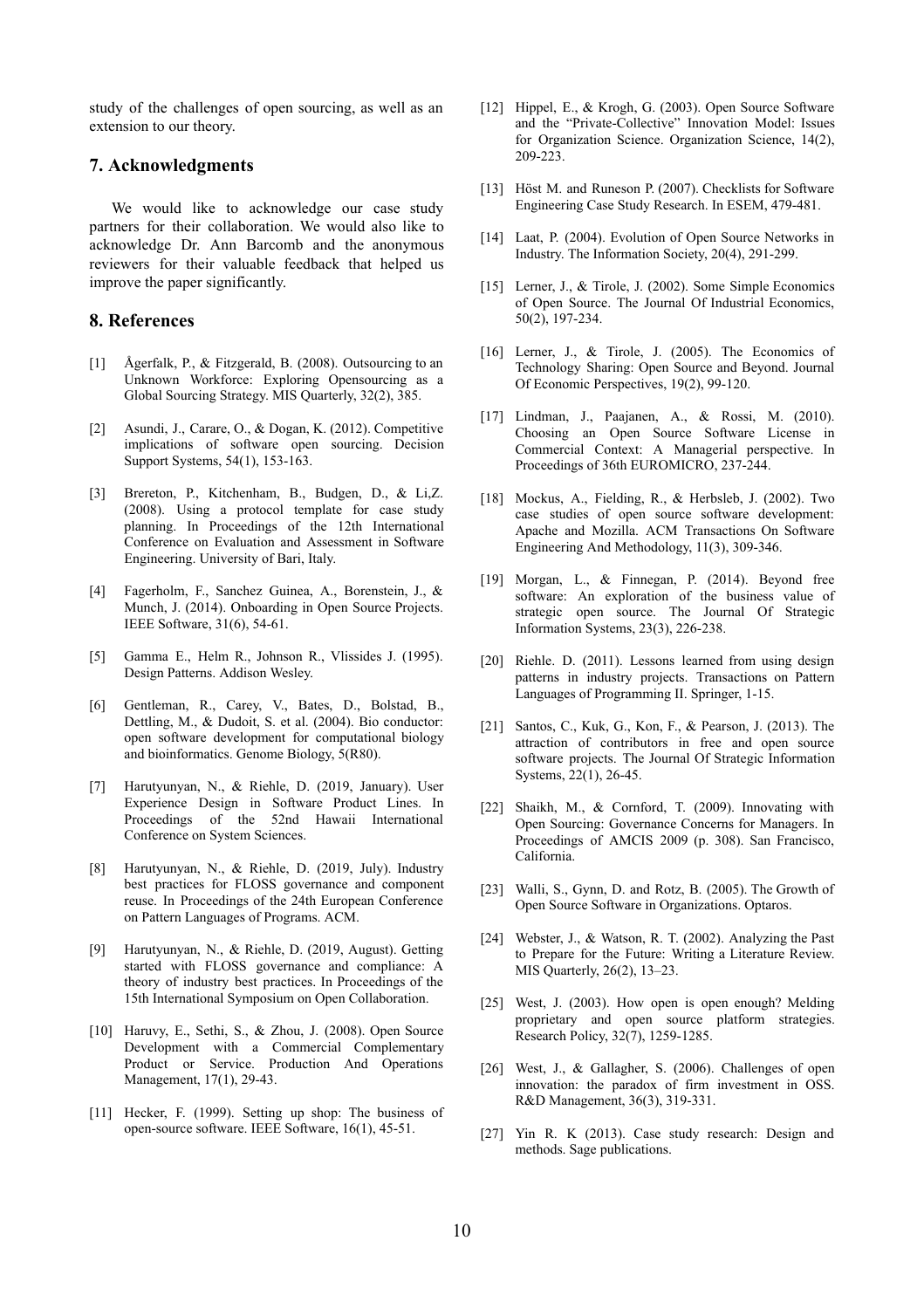study of the challenges of open sourcing, as well as an extension to our theory.

## 7. Acknowledgments

We would like to acknowledge our case study partners for their collaboration. We would also like to acknowledge Dr. Ann Barcomb and the anonymous reviewers for their valuable feedback that helped us improve the paper significantly.

## 8. References

[1] Ågerfalk, P., & Fitzgerald, B. (2008). Outsourcing to an Unknown Workforce: Exploring Opensourcing as a Global Sourcing Strategy. MIS Quarterly, 32(2), 385.

[2] Asundi, J., Carare, O., & Dogan, K. (2012). Competitive implications of software open sourcing. Decision Support Systems, 54(1), 153-163.

[3] Brereton, P., Kitchenham, B., Budgen, D., & Li,Z. (2008). Using a protocol template for case study planning. In Proceedings of the 12th International Conference on Evaluation and Assessment in Software Engineering. University of Bari, Italy.

[4] Fagerholm, F., Sanchez Guinea, A., Borenstein, J., & Munch, J. (2014). Onboarding in Open Source Projects. IEEE Software, 31(6), 54-61.

[5] Gamma E., Helm R., Johnson R., Vlissides J. (1995). Design Patterns. Addison Wesley.

[6] Gentleman, R., Carey, V., Bates, D., Bolstad, B., Dettling, M., & Dudoit, S. et al. (2004). Bio conductor: open software development for computational biology and bioinformatics. Genome Biology, 5(R80).

[7] Harutyunyan, N., & Riehle, D. (2019, January). User Experience Design in Software Product Lines. In Proceedings of the 52nd Hawaii International Conference on System Sciences.

[8] Harutyunyan, N., & Riehle, D. (2019, July). Industry best practices for FLOSS governance and component reuse. In Proceedings of the 24th European Conference on Pattern Languages of Programs. ACM.

[9] Harutyunyan, N., & Riehle, D. (2019, August). Getting started with FLOSS governance and compliance: A theory of industry best practices. In Proceedings of the 15th International Symposium on Open Collaboration.

[10] Haruvy, E., Sethi, S., & Zhou, J. (2008). Open Source Development with a Commercial Complementary Product or Service. Production And Operations Management, 17(1), 29-43.

[11] Hecker, F. (1999). Setting up shop: The business of open-source software. IEEE Software, 16(1), 45-51.

[12] Hippel, E., & Krogh, G. (2003). Open Source Software and the "Private-Collective" Innovation Model: Issues for Organization Science. Organization Science, 14(2), 209-223.

[13] Höst M. and Runeson P. (2007). Checklists for Software Engineering Case Study Research. In ESEM, 479-481.

[14] Laat, P. (2004). Evolution of Open Source Networks in Industry. The Information Society, 20(4), 291-299.

[15] Lerner, J., & Tirole, J. (2002). Some Simple Economics of Open Source. The Journal Of Industrial Economics, 50(2), 197-234.

[16] Lerner, J., & Tirole, J. (2005). The Economics of Technology Sharing: Open Source and Beyond. Journal Of Economic Perspectives, 19(2), 99-120.

[17] Lindman, J., Paajanen, A., & Rossi, M. (2010). Choosing an Open Source Software License in Commercial Context: A Managerial perspective. In Proceedings of 36th EUROMICRO, 237-244.

[18] Mockus, A., Fielding, R., & Herbsleb, J. (2002). Two case studies of open source software development: Apache and Mozilla. ACM Transactions On Software Engineering And Methodology, 11(3), 309-346.

[19] Morgan, L., & Finnegan, P. (2014). Beyond free software: An exploration of the business value of strategic open source. The Journal Of Strategic Information Systems, 23(3), 226-238.

[20] Riehle. D. (2011). Lessons learned from using design patterns in industry projects. Transactions on Pattern Languages of Programming II. Springer, 1-15.

[21] Santos, C., Kuk, G., Kon, F., & Pearson, J. (2013). The attraction of contributors in free and open source software projects. The Journal Of Strategic Information Systems, 22(1), 26-45.

[22] Shaikh, M., & Cornford, T. (2009). Innovating with Open Sourcing: Governance Concerns for Managers. In Proceedings of AMCIS 2009 (p. 308). San Francisco, California.

[23] Walli, S., Gynn, D. and Rotz, B. (2005). The Growth of Open Source Software in Organizations. Optaros.

[24] Webster, J., & Watson, R. T. (2002). Analyzing the Past to Prepare for the Future: Writing a Literature Review. MIS Quarterly, 26(2), 13–23.

[25] West, J. (2003). How open is open enough? Melding proprietary and open source platform strategies. Research Policy, 32(7), 1259-1285.

[26] West, J., & Gallagher, S. (2006). Challenges of open innovation: the paradox of firm investment in OSS. R&D Management, 36(3), 319-331.

[27] Yin R. K (2013). Case study research: Design and methods. Sage publications.